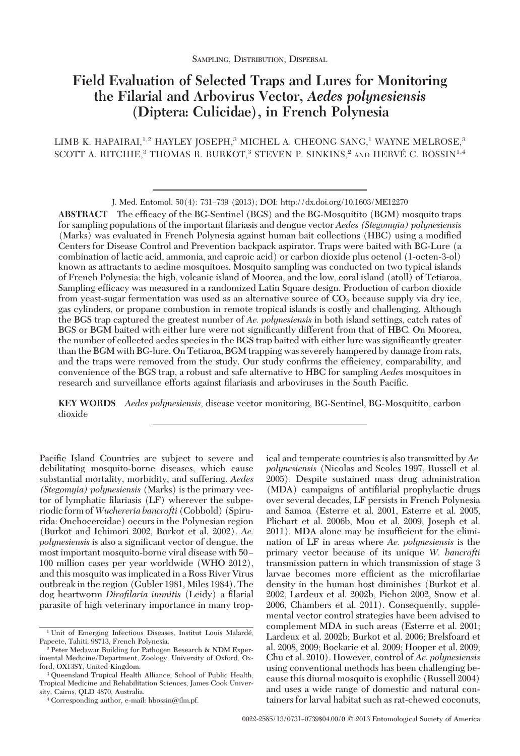Sampling, Distribution, Dispersal

# Field Evaluation of Selected Traps and Lures for Monitoring the Filarial and Arbovirus Vector, *Aedes polynesiensis* (Diptera: Culicidae), in French Polynesia

LIMB K. HAPAIRAI,[1,2] HAYLEY JOSEPH,[3] MICHEL A. CHEONG SANG,[1] WAYNE MELROSE,[3] SCOTT A. RITCHIE,[3] THOMAS R. BURKOT,[3] STEVEN P. SINKINS,[2] AND HERVÉ C. BOSSIN[1,4]

J. Med. Entomol. 50(4): 731–739 (2013); DOI: http://dx.doi.org/10.1603/ME12270

**ABSTRACT** The efficacy of the BG-Sentinel (BGS) and the BG-Mosquitito (BGM) mosquito traps for sampling populations of the important filariasis and dengue vector *Aedes (Stegomyia) polynesiensis* (Marks) was evaluated in French Polynesia against human bait collections (HBC) using a modified Centers for Disease Control and Prevention backpack aspirator. Traps were baited with BG-Lure (a combination of lactic acid, ammonia, and caproic acid) or carbon dioxide plus octenol (1-octen-3-ol) known as attractants to aedine mosquitoes. Mosquito sampling was conducted on two typical islands of French Polynesia: the high, volcanic island of Moorea, and the low, coral island (atoll) of Tetiaroa. Sampling efficacy was measured in a randomized Latin Square design. Production of carbon dioxide from yeast-sugar fermentation was used as an alternative source of $CO_2$ because supply via dry ice, gas cylinders, or propane combustion in remote tropical islands is costly and challenging. Although the BGS trap captured the greatest number of *Ae. polynesiensis* in both island settings, catch rates of BGS or BGM baited with either lure were not significantly different from that of HBC. On Moorea, the number of collected aedes species in the BGS trap baited with either lure was significantly greater than the BGM with BG-lure. On Tetiaroa, BGM trapping was severely hampered by damage from rats, and the traps were removed from the study. Our study confirms the efficiency, comparability, and convenience of the BGS trap, a robust and safe alternative to HBC for sampling *Aedes* mosquitoes in research and surveillance efforts against filariasis and arboviruses in the South Pacific.

**KEY WORDS** *Aedes polynesiensis*, disease vector monitoring, BG-Sentinel, BG-Mosquitito, carbon dioxide

Pacific Island Countries are subject to severe and debilitating mosquito-borne diseases, which cause substantial mortality, morbidity, and suffering. *Aedes (Stegomyia) polynesiensis* (Marks) is the primary vector of lymphatic filariasis (LF) wherever the subperiodic form of *Wuchereria bancrofti* (Cobbold) (Spirurida: Onchocercidae) occurs in the Polynesian region (Burkot and Ichimori 2002, Burkot et al. 2002). *Ae. polynesiensis* is also a significant vector of dengue, the most important mosquito-borne viral disease with 50–100 million cases per year worldwide (WHO 2012), and this mosquito was implicated in a Ross River Virus outbreak in the region (Gubler 1981, Miles 1984). The dog heartworm *Dirofilaria immitis* (Leidy) a filarial parasite of high veterinary importance in many tropical and temperate countries is also transmitted by *Ae. polynesiensis* (Nicolas and Scoles 1997, Russell et al. 2005). Despite sustained mass drug administration (MDA) campaigns of antifilarial prophylactic drugs over several decades, LF persists in French Polynesia and Samoa (Esterre et al. 2001, Esterre et al. 2005, Plichart et al. 2006b, Mou et al. 2009, Joseph et al. 2011). MDA alone may be insufficient for the elimination of LF in areas where *Ae. polynesiensis* is the primary vector because of its unique *W. bancrofti* transmission pattern in which transmission of stage 3 larvae becomes more efficient as the microfilariae density in the human host diminishes (Burkot et al. 2002, Lardeux et al. 2002b, Pichon 2002, Snow et al. 2006, Chambers et al. 2011). Consequently, supplemental vector control strategies have been advised to complement MDA in such areas (Esterre et al. 2001; Lardeux et al. 2002b; Burkot et al. 2006; Brelsfoard et al. 2008, 2009; Bockarie et al. 2009; Hooper et al. 2009; Chu et al. 2010). However, control of *Ae. polynesiensis* using conventional methods has been challenging because this diurnal mosquito is exophilic (Russell 2004) and uses a wide range of domestic and natural containers for larval habitat such as rat-chewed coconuts,

[1] Unit of Emerging Infectious Diseases, Institut Louis Malardé, Papeete, Tahiti, 98713, French Polynesia.
[2] Peter Medawar Building for Pathogen Research & NDM Experimental Medicine/Department, Zoology, University of Oxford, Oxford, OX13SY, United Kingdom.
[3] Queensland Tropical Health Alliance, School of Public Health, Tropical Medicine and Rehabilitation Sciences, James Cook University, Cairns, QLD 4870, Australia.
[4] Corresponding author, e-mail: hbossin@ilm.pf.

0022-2585/13/0731–0739$04.00/0 © 2013 Entomological Society of America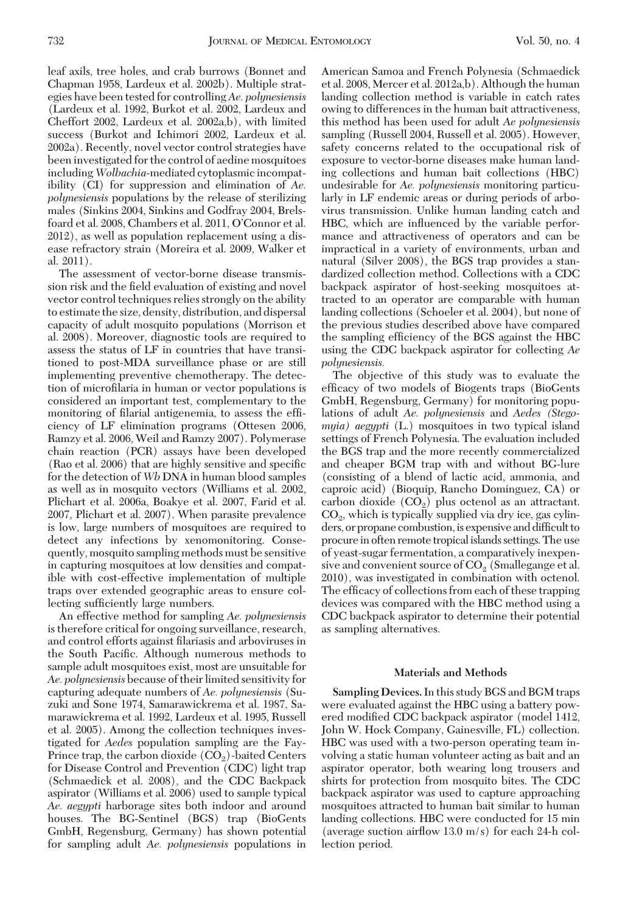leaf axils, tree holes, and crab burrows (Bonnet and Chapman 1958, Lardeux et al. 2002b). Multiple strategies have been tested for controlling *Ae. polynesiensis* (Lardeux et al. 1992, Burkot et al. 2002, Lardeux and Cheffort 2002, Lardeux et al. 2002a,b), with limited success (Burkot and Ichimori 2002, Lardeux et al. 2002a). Recently, novel vector control strategies have been investigated for the control of aedine mosquitoes including *Wolbachia*-mediated cytoplasmic incompatibility (CI) for suppression and elimination of *Ae. polynesiensis* populations by the release of sterilizing males (Sinkins 2004, Sinkins and Godfray 2004, Brelsfoard et al. 2008, Chambers et al. 2011, O'Connor et al. 2012), as well as population replacement using a disease refractory strain (Moreira et al. 2009, Walker et al. 2011).

The assessment of vector-borne disease transmission risk and the field evaluation of existing and novel vector control techniques relies strongly on the ability to estimate the size, density, distribution, and dispersal capacity of adult mosquito populations (Morrison et al. 2008). Moreover, diagnostic tools are required to assess the status of LF in countries that have transitioned to post-MDA surveillance phase or are still implementing preventive chemotherapy. The detection of microfilaria in human or vector populations is considered an important test, complementary to the monitoring of filarial antigenemia, to assess the efficiency of LF elimination programs (Ottesen 2006, Ramzy et al. 2006, Weil and Ramzy 2007). Polymerase chain reaction (PCR) assays have been developed (Rao et al. 2006) that are highly sensitive and specific for the detection of *Wb* DNA in human blood samples as well as in mosquito vectors (Williams et al. 2002, Plichart et al. 2006a, Boakye et al. 2007, Farid et al. 2007, Plichart et al. 2007). When parasite prevalence is low, large numbers of mosquitoes are required to detect any infections by xenomonitoring. Consequently, mosquito sampling methods must be sensitive in capturing mosquitoes at low densities and compatible with cost-effective implementation of multiple traps over extended geographic areas to ensure collecting sufficiently large numbers.

An effective method for sampling *Ae. polynesiensis* is therefore critical for ongoing surveillance, research, and control efforts against filariasis and arboviruses in the South Pacific. Although numerous methods to sample adult mosquitoes exist, most are unsuitable for *Ae. polynesiensis* because of their limited sensitivity for capturing adequate numbers of *Ae. polynesiensis* (Suzuki and Sone 1974, Samarawickrema et al. 1987, Samarawickrema et al. 1992, Lardeux et al. 1995, Russell et al. 2005). Among the collection techniques investigated for *Aedes* population sampling are the Fay-Prince trap, the carbon dioxide ($CO_2$)-baited Centers for Disease Control and Prevention (CDC) light trap (Schmaedick et al. 2008), and the CDC Backpack aspirator (Williams et al. 2006) used to sample typical *Ae. aegypti* harborage sites both indoor and around houses. The BG-Sentinel (BGS) trap (BioGents GmbH, Regensburg, Germany) has shown potential for sampling adult *Ae. polynesiensis* populations in American Samoa and French Polynesia (Schmaedick et al. 2008, Mercer et al. 2012a,b). Although the human landing collection method is variable in catch rates owing to differences in the human bait attractiveness, this method has been used for adult *Ae polynesiensis* sampling (Russell 2004, Russell et al. 2005). However, safety concerns related to the occupational risk of exposure to vector-borne diseases make human landing collections and human bait collections (HBC) undesirable for *Ae. polynesiensis* monitoring particularly in LF endemic areas or during periods of arbovirus transmission. Unlike human landing catch and HBC, which are influenced by the variable performance and attractiveness of operators and can be impractical in a variety of environments, urban and natural (Silver 2008), the BGS trap provides a standardized collection method. Collections with a CDC backpack aspirator of host-seeking mosquitoes attracted to an operator are comparable with human landing collections (Schoeler et al. 2004), but none of the previous studies described above have compared the sampling efficiency of the BGS against the HBC using the CDC backpack aspirator for collecting *Ae polynesiensis.*

The objective of this study was to evaluate the efficacy of two models of Biogents traps (BioGents GmbH, Regensburg, Germany) for monitoring populations of adult *Ae. polynesiensis* and *Aedes (Stegomyia) aegypti* (L.) mosquitoes in two typical island settings of French Polynesia. The evaluation included the BGS trap and the more recently commercialized and cheaper BGM trap with and without BG-lure (consisting of a blend of lactic acid, ammonia, and caproic acid) (Bioquip, Rancho Dominguez, CA) or carbon dioxide ($CO_2$) plus octenol as an attractant. $CO_2$, which is typically supplied via dry ice, gas cylinders, or propane combustion, is expensive and difficult to procure in often remote tropical islands settings. The use of yeast-sugar fermentation, a comparatively inexpensive and convenient source of $CO_2$ (Smallegange et al. 2010), was investigated in combination with octenol. The efficacy of collections from each of these trapping devices was compared with the HBC method using a CDC backpack aspirator to determine their potential as sampling alternatives.

## Materials and Methods

**Sampling Devices.** In this study BGS and BGM traps were evaluated against the HBC using a battery powered modified CDC backpack aspirator (model 1412, John W. Hock Company, Gainesville, FL) collection. HBC was used with a two-person operating team involving a static human volunteer acting as bait and an aspirator operator, both wearing long trousers and shirts for protection from mosquito bites. The CDC backpack aspirator was used to capture approaching mosquitoes attracted to human bait similar to human landing collections. HBC were conducted for 15 min (average suction airflow 13.0 m/s) for each 24-h collection period.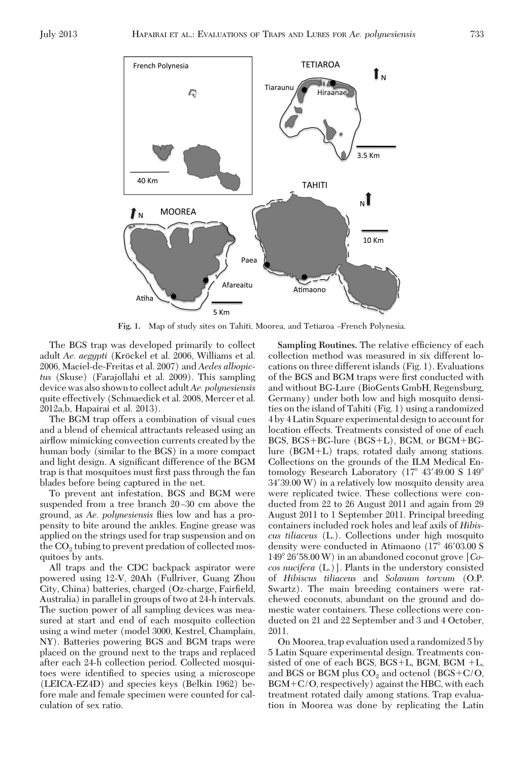Fig. 1. Map of study sites on Tahiti, Moorea, and Tetiaroa –French Polynesia.

The BGS trap was developed primarily to collect adult *Ae. aegypti* (Kröckel et al. 2006, Williams et al. 2006, Maciel-de-Freitas et al. 2007) and *Aedes albopictus* (Skuse) (Farajollahi et al. 2009). This sampling device was also shown to collect adult *Ae. polynesiensis* quite effectively (Schmaedick et al. 2008, Mercer et al. 2012a,b, Hapairai et al. 2013).

The BGM trap offers a combination of visual cues and a blend of chemical attractants released using an airflow mimicking convection currents created by the human body (similar to the BGS) in a more compact and light design. A significant difference of the BGM trap is that mosquitoes must first pass through the fan blades before being captured in the net.

To prevent ant infestation, BGS and BGM were suspended from a tree branch 20–30 cm above the ground, as *Ae. polynesiensis* flies low and has a propensity to bite around the ankles. Engine grease was applied on the strings used for trap suspension and on the $CO_2$ tubing to prevent predation of collected mosquitoes by ants.

All traps and the CDC backpack aspirator were powered using 12-V, 20Ah (Fullriver, Guang Zhou City, China) batteries, charged (Oz-charge, Fairfield, Australia) in parallel in groups of two at 24-h intervals. The suction power of all sampling devices was measured at start and end of each mosquito collection using a wind meter (model 3000, Kestrel, Champlain, NY). Batteries powering BGS and BGM traps were placed on the ground next to the traps and replaced after each 24-h collection period. Collected mosquitoes were identified to species using a microscope (LEICA-EZ4D) and species keys (Belkin 1962) before male and female specimen were counted for calculation of sex ratio.

**Sampling Routines.** The relative efficiency of each collection method was measured in six different locations on three different islands (Fig. 1). Evaluations of the BGS and BGM traps were first conducted with and without BG-Lure (BioGents GmbH, Regensburg, Germany) under both low and high mosquito densities on the island of Tahiti (Fig. 1) using a randomized 4 by 4 Latin Square experimental design to account for location effects. Treatments consisted of one of each BGS, BGS+BG-lure (BGS+L), BGM, or BGM+BG-lure (BGM+L) traps, rotated daily among stations. Collections on the grounds of the ILM Medical Entomology Research Laboratory (17° 43′49.00 S 149° 34′39.00 W) in a relatively low mosquito density area were replicated twice. These collections were conducted from 22 to 26 August 2011 and again from 29 August 2011 to 1 September 2011. Principal breeding containers included rock holes and leaf axils of *Hibiscus tiliaceus* (L.). Collections under high mosquito density were conducted in Atimaono (17° 46′03.00 S 149° 26′58.00 W) in an abandoned coconut grove [*Cocos nucifera* (L.)]. Plants in the understory consisted of *Hibiscus tiliaceus* and *Solanum torvum* (O.P. Swartz). The main breeding containers were rat-chewed coconuts, abundant on the ground and domestic water containers. These collections were conducted on 21 and 22 September and 3 and 4 October, 2011.

On Moorea, trap evaluation used a randomized 5 by 5 Latin Square experimental design. Treatments consisted of one of each BGS, BGS+L, BGM, BGM +L, and BGS or BGM plus $CO_2$ and octenol (BGS+C/O, BGM+C/O, respectively) against the HBC, with each treatment rotated daily among stations. Trap evaluation in Moorea was done by replicating the Latin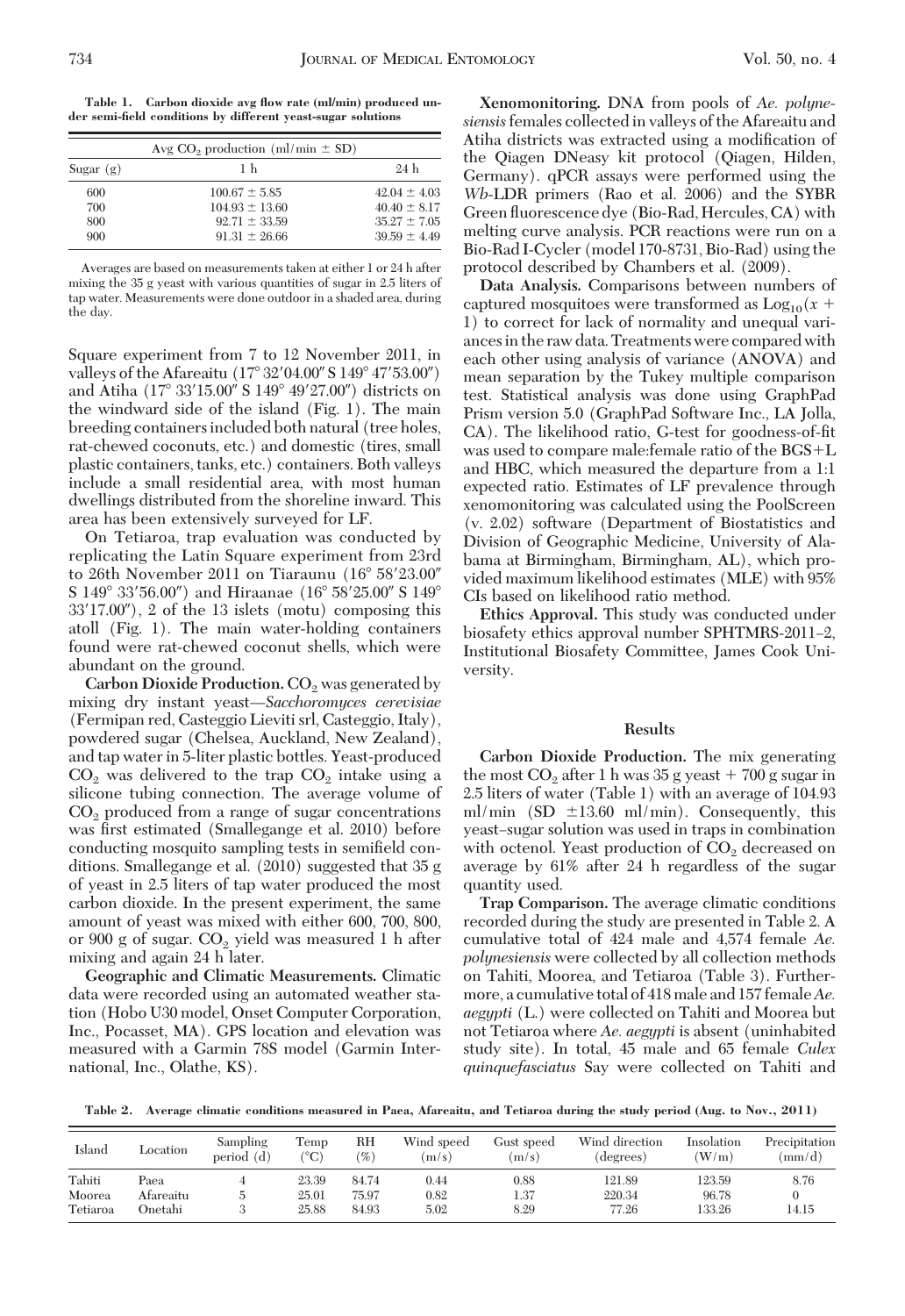**Table 1. Carbon dioxide avg flow rate (ml/min) produced under semi-field conditions by different yeast-sugar solutions**

| | Avg $CO_2$ production (ml/min ± SD) | |
|---|---|---|
| Sugar (g) | 1 h | 24 h |
| 600 | 100.67 ± 5.85 | 42.04 ± 4.03 |
| 700 | 104.93 ± 13.60 | 40.40 ± 8.17 |
| 800 | 92.71 ± 33.59 | 35.27 ± 7.05 |
| 900 | 91.31 ± 26.66 | 39.59 ± 4.49 |

Averages are based on measurements taken at either 1 or 24 h after mixing the 35 g yeast with various quantities of sugar in 2.5 liters of tap water. Measurements were done outdoor in a shaded area, during the day.

Square experiment from 7 to 12 November 2011, in valleys of the Afareaitu (17° 32′04.00″ S 149° 47′53.00″) and Atiha (17° 33′15.00″ S 149° 49′27.00″) districts on the windward side of the island (Fig. 1). The main breeding containers included both natural (tree holes, rat-chewed coconuts, etc.) and domestic (tires, small plastic containers, tanks, etc.) containers. Both valleys include a small residential area, with most human dwellings distributed from the shoreline inward. This area has been extensively surveyed for LF.

On Tetiaroa, trap evaluation was conducted by replicating the Latin Square experiment from 23rd to 26th November 2011 on Tiaraunu (16° 58′23.00″ S 149° 33′56.00″) and Hiraanae (16° 58′25.00″ S 149° 33′17.00″), 2 of the 13 islets (motu) composing this atoll (Fig. 1). The main water-holding containers found were rat-chewed coconut shells, which were abundant on the ground.

**Carbon Dioxide Production.** $CO_2$ was generated by mixing dry instant yeast—*Sacchoromyces cerevisiae* (Fermipan red, Casteggio Lieviti srl, Casteggio, Italy), powdered sugar (Chelsea, Auckland, New Zealand), and tap water in 5-liter plastic bottles. Yeast-produced $CO_2$ was delivered to the trap $CO_2$ intake using a silicone tubing connection. The average volume of $CO_2$ produced from a range of sugar concentrations was first estimated (Smallegange et al. 2010) before conducting mosquito sampling tests in semifield conditions. Smallegange et al. (2010) suggested that 35 g of yeast in 2.5 liters of tap water produced the most carbon dioxide. In the present experiment, the same amount of yeast was mixed with either 600, 700, 800, or 900 g of sugar. $CO_2$ yield was measured 1 h after mixing and again 24 h later.

**Geographic and Climatic Measurements.** Climatic data were recorded using an automated weather station (Hobo U30 model, Onset Computer Corporation, Inc., Pocasset, MA). GPS location and elevation was measured with a Garmin 78S model (Garmin International, Inc., Olathe, KS).

**Xenomonitoring.** DNA from pools of *Ae. polynesiensis* females collected in valleys of the Afareaitu and Atiha districts was extracted using a modification of the Qiagen DNeasy kit protocol (Qiagen, Hilden, Germany). qPCR assays were performed using the *Wb*-LDR primers (Rao et al. 2006) and the SYBR Green fluorescence dye (Bio-Rad, Hercules, CA) with melting curve analysis. PCR reactions were run on a Bio-Rad I-Cycler (model 170-8731, Bio-Rad) using the protocol described by Chambers et al. (2009).

**Data Analysis.** Comparisons between numbers of captured mosquitoes were transformed as $\text{Log}_{10}(x + 1)$ to correct for lack of normality and unequal variances in the raw data. Treatments were compared with each other using analysis of variance (ANOVA) and mean separation by the Tukey multiple comparison test. Statistical analysis was done using GraphPad Prism version 5.0 (GraphPad Software Inc., LA Jolla, CA). The likelihood ratio, G-test for goodness-of-fit was used to compare male:female ratio of the BGS+L and HBC, which measured the departure from a 1:1 expected ratio. Estimates of LF prevalence through xenomonitoring was calculated using the PoolScreen (v. 2.02) software (Department of Biostatistics and Division of Geographic Medicine, University of Alabama at Birmingham, Birmingham, AL), which provided maximum likelihood estimates (MLE) with 95% CIs based on likelihood ratio method.

**Ethics Approval.** This study was conducted under biosafety ethics approval number SPHTMRS-2011–2, Institutional Biosafety Committee, James Cook University.

## Results

**Carbon Dioxide Production.** The mix generating the most $CO_2$ after 1 h was 35 g yeast + 700 g sugar in 2.5 liters of water (Table 1) with an average of 104.93 ml/min (SD ±13.60 ml/min). Consequently, this yeast–sugar solution was used in traps in combination with octenol. Yeast production of $CO_2$ decreased on average by 61% after 24 h regardless of the sugar quantity used.

**Trap Comparison.** The average climatic conditions recorded during the study are presented in Table 2. A cumulative total of 424 male and 4,574 female *Ae. polynesiensis* were collected by all collection methods on Tahiti, Moorea, and Tetiaroa (Table 3). Furthermore, a cumulative total of 418 male and 157 female *Ae. aegypti* (L.) were collected on Tahiti and Moorea but not Tetiaroa where *Ae. aegypti* is absent (uninhabited study site). In total, 45 male and 65 female *Culex quinquefasciatus* Say were collected on Tahiti and

**Table 2. Average climatic conditions measured in Paea, Afareaitu, and Tetiaroa during the study period (Aug. to Nov., 2011)**

| Island | Location | Sampling period (d) | Temp (°C) | RH (%) | Wind speed (m/s) | Gust speed (m/s) | Wind direction (degrees) | Insolation (W/m) | Precipitation (mm/d) |
|---|---|---|---|---|---|---|---|---|---|
| Tahiti | Paea | 4 | 23.39 | 84.74 | 0.44 | 0.88 | 121.89 | 123.59 | 8.76 |
| Moorea | Afareaitu | 5 | 25.01 | 75.97 | 0.82 | 1.37 | 220.34 | 96.78 | 0 |
| Tetiaroa | Onetahi | 3 | 25.88 | 84.93 | 5.02 | 8.29 | 77.26 | 133.26 | 14.15 |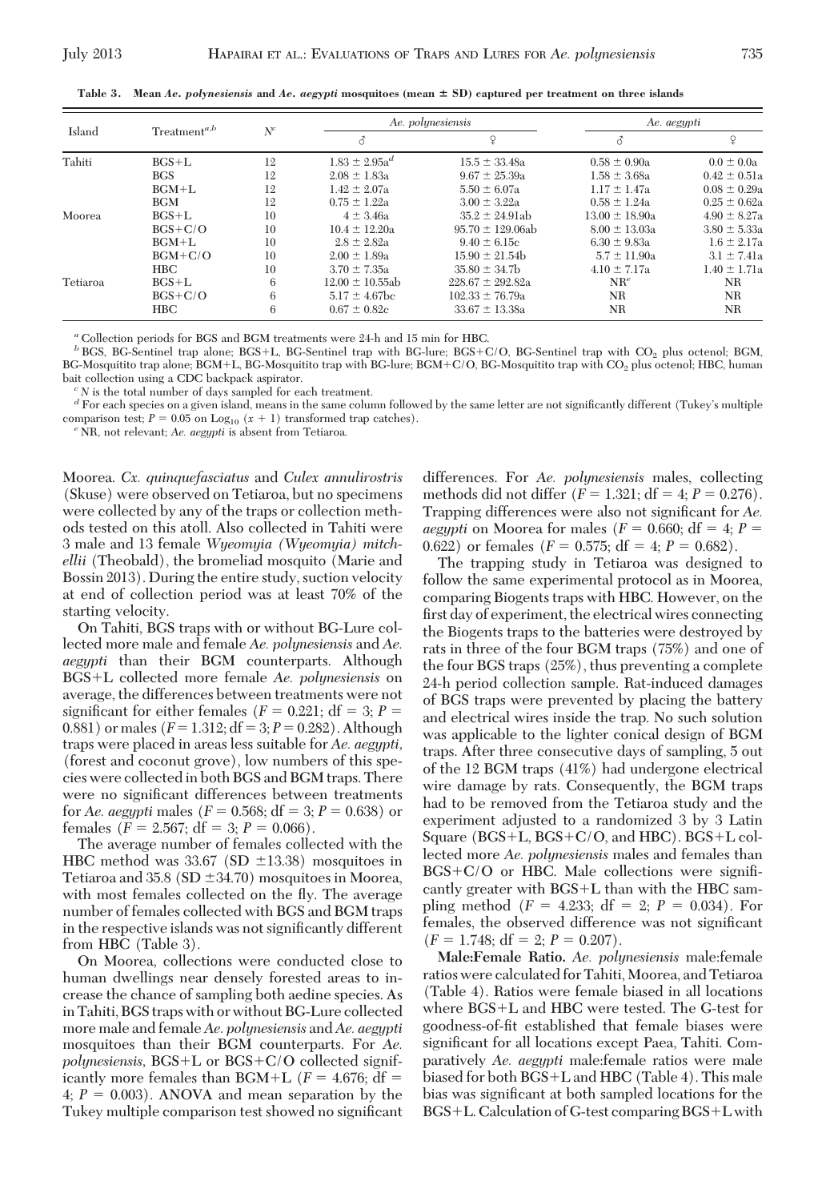**Table 3. Mean *Ae. polynesiensis* and *Ae. aegypti* mosquitoes (mean ± SD) captured per treatment on three islands**

| Island | Treatment[a,b] | N[c] | *Ae. polynesiensis* ♂ | *Ae. polynesiensis* ♀ | *Ae. aegypti* ♂ | *Ae. aegypti* ♀ |
|---|---|---|---|---|---|---|
| Tahiti | BGS+L | 12 | 1.83 ± 2.95a[d] | 15.5 ± 33.48a | 0.58 ± 0.90a | 0.0 ± 0.0a |
| | BGS | 12 | 2.08 ± 1.83a | 9.67 ± 25.39a | 1.58 ± 3.68a | 0.42 ± 0.51a |
| | BGM+L | 12 | 1.42 ± 2.07a | 5.50 ± 6.07a | 1.17 ± 1.47a | 0.08 ± 0.29a |
| | BGM | 12 | 0.75 ± 1.22a | 3.00 ± 3.22a | 0.58 ± 1.24a | 0.25 ± 0.62a |
| Moorea | BGS+L | 10 | 4 ± 3.46a | 35.2 ± 24.91ab | 13.00 ± 18.90a | 4.90 ± 8.27a |
| | BGS+C/O | 10 | 10.4 ± 12.20a | 95.70 ± 129.06ab | 8.00 ± 13.03a | 3.80 ± 5.33a |
| | BGM+L | 10 | 2.8 ± 2.82a | 9.40 ± 6.15c | 6.30 ± 9.83a | 1.6 ± 2.17a |
| | BGM+C/O | 10 | 2.00 ± 1.89a | 15.90 ± 21.54b | 5.7 ± 11.90a | 3.1 ± 7.41a |
| | HBC | 10 | 3.70 ± 7.35a | 35.80 ± 34.7b | 4.10 ± 7.17a | 1.40 ± 1.71a |
| Tetiaroa | BGS+L | 6 | 12.00 ± 10.55ab | 228.67 ± 292.82a | NR[e] | NR |
| | BGS+C/O | 6 | 5.17 ± 4.67bc | 102.33 ± 76.79a | NR | NR |
| | HBC | 6 | 0.67 ± 0.82c | 33.67 ± 13.38a | NR | NR |

[a] Collection periods for BGS and BGM treatments were 24-h and 15 min for HBC.

[b] BGS, BG-Sentinel trap alone; BGS+L, BG-Sentinel trap with BG-lure; BGS+C/O, BG-Sentinel trap with $CO_2$ plus octenol; BGM, BG-Mosquitito trap alone; BGM+L, BG-Mosquitito trap with BG-lure; BGM+C/O, BG-Mosquitito trap with $CO_2$ plus octenol; HBC, human bait collection using a CDC backpack aspirator.

[c] *N* is the total number of days sampled for each treatment.

[d] For each species on a given island, means in the same column followed by the same letter are not significantly different (Tukey's multiple comparison test; $P = 0.05$ on $\text{Log}_{10}(x + 1)$ transformed trap catches).

[e] NR, not relevant; *Ae. aegypti* is absent from Tetiaroa.

Moorea. *Cx. quinquefasciatus* and *Culex annulirostris* (Skuse) were observed on Tetiaroa, but no specimens were collected by any of the traps or collection methods tested on this atoll. Also collected in Tahiti were 3 male and 13 female *Wyeomyia (Wyeomyia) mitchellii* (Theobald), the bromeliad mosquito (Marie and Bossin 2013). During the entire study, suction velocity at end of collection period was at least 70% of the starting velocity.

On Tahiti, BGS traps with or without BG-Lure collected more male and female *Ae. polynesiensis* and *Ae. aegypti* than their BGM counterparts. Although BGS+L collected more female *Ae. polynesiensis* on average, the differences between treatments were not significant for either females ($F = 0.221$; df = 3; $P = 0.881$) or males ($F = 1.312$; df = 3; $P = 0.282$). Although traps were placed in areas less suitable for *Ae. aegypti*, (forest and coconut grove), low numbers of this species were collected in both BGS and BGM traps. There were no significant differences between treatments for *Ae. aegypti* males ($F = 0.568$; df = 3; $P = 0.638$) or females ($F = 2.567$; df = 3; $P = 0.066$).

The average number of females collected with the HBC method was 33.67 (SD ±13.38) mosquitoes in Tetiaroa and 35.8 (SD ±34.70) mosquitoes in Moorea, with most females collected on the fly. The average number of females collected with BGS and BGM traps in the respective islands was not significantly different from HBC (Table 3).

On Moorea, collections were conducted close to human dwellings near densely forested areas to increase the chance of sampling both aedine species. As in Tahiti, BGS traps with or without BG-Lure collected more male and female *Ae. polynesiensis* and *Ae. aegypti* mosquitoes than their BGM counterparts. For *Ae. polynesiensis*, BGS+L or BGS+C/O collected significantly more females than BGM+L ($F = 4.676$; df = 4; $P = 0.003$). ANOVA and mean separation by the Tukey multiple comparison test showed no significant differences. For *Ae. polynesiensis* males, collecting methods did not differ ($F = 1.321$; df = 4; $P = 0.276$). Trapping differences were also not significant for *Ae. aegypti* on Moorea for males ($F = 0.660$; df = 4; $P = 0.622$) or females ($F = 0.575$; df = 4; $P = 0.682$).

The trapping study in Tetiaroa was designed to follow the same experimental protocol as in Moorea, comparing Biogents traps with HBC. However, on the first day of experiment, the electrical wires connecting the Biogents traps to the batteries were destroyed by rats in three of the four BGM traps (75%) and one of the four BGS traps (25%), thus preventing a complete 24-h period collection sample. Rat-induced damages of BGS traps were prevented by placing the battery and electrical wires inside the trap. No such solution was applicable to the lighter conical design of BGM traps. After three consecutive days of sampling, 5 out of the 12 BGM traps (41%) had undergone electrical wire damage by rats. Consequently, the BGM traps had to be removed from the Tetiaroa study and the experiment adjusted to a randomized 3 by 3 Latin Square (BGS+L, BGS+C/O, and HBC). BGS+L collected more *Ae. polynesiensis* males and females than BGS+C/O or HBC. Male collections were significantly greater with BGS+L than with the HBC sampling method ($F = 4.233$; df = 2; $P = 0.034$). For females, the observed difference was not significant ($F = 1.748$; df = 2; $P = 0.207$).

**Male:Female Ratio.** *Ae. polynesiensis* male:female ratios were calculated for Tahiti, Moorea, and Tetiaroa (Table 4). Ratios were female biased in all locations where BGS+L and HBC were tested. The G-test for goodness-of-fit established that female biases were significant for all locations except Paea, Tahiti. Comparatively *Ae. aegypti* male:female ratios were male biased for both BGS+L and HBC (Table 4). This male bias was significant at both sampled locations for the BGS+L. Calculation of G-test comparing BGS+L with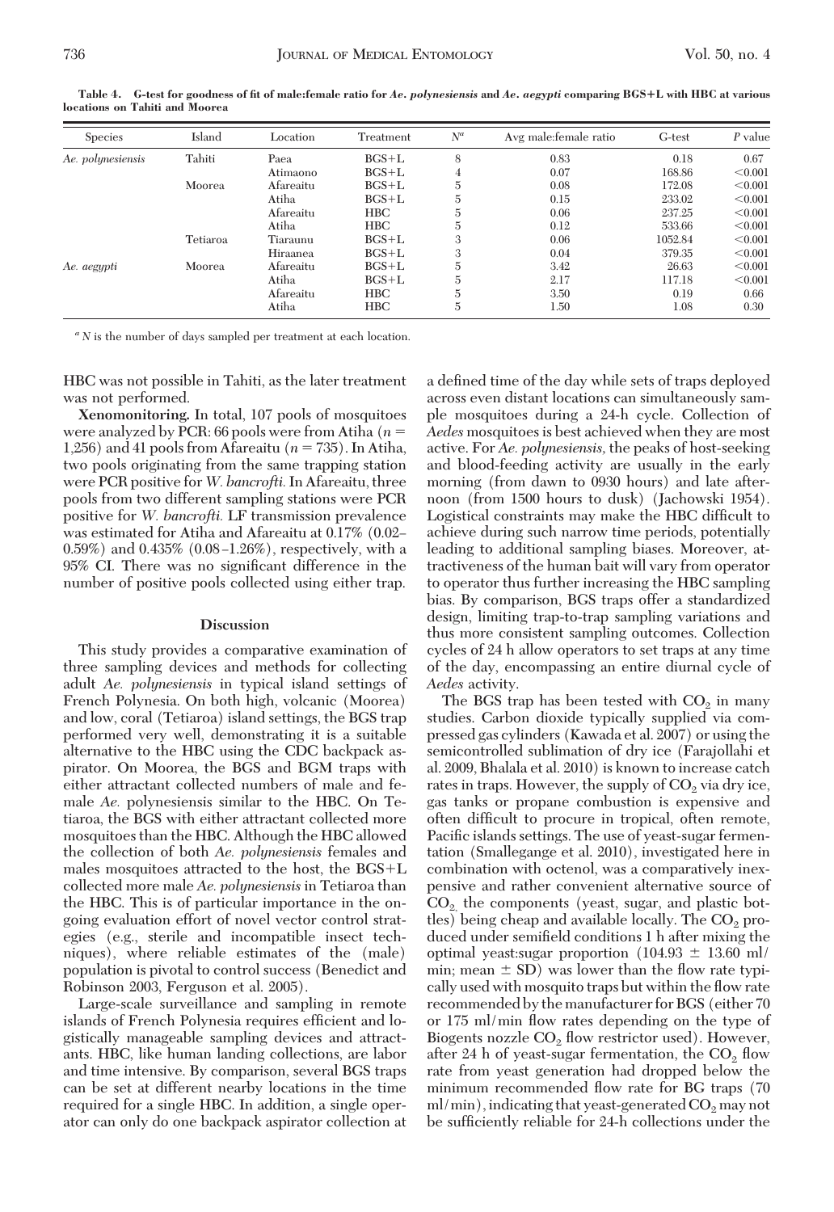**Table 4. G-test for goodness of fit of male:female ratio for *Ae. polynesiensis* and *Ae. aegypti* comparing BGS+L with HBC at various locations on Tahiti and Moorea**

| Species | Island | Location | Treatment | $N^a$ | Avg male:female ratio | G-test | *P* value |
|---|---|---|---|---|---|---|---|
| *Ae. polynesiensis* | Tahiti | Paea | BGS+L | 8 | 0.83 | 0.18 | 0.67 |
| | | Atimaono | BGS+L | 4 | 0.07 | 168.86 | <0.001 |
| | Moorea | Afareaitu | BGS+L | 5 | 0.08 | 172.08 | <0.001 |
| | | Atiha | BGS+L | 5 | 0.15 | 233.02 | <0.001 |
| | | Afareaitu | HBC | 5 | 0.06 | 237.25 | <0.001 |
| | | Atiha | HBC | 5 | 0.12 | 533.66 | <0.001 |
| | Tetiaroa | Tiaraunu | BGS+L | 3 | 0.06 | 1052.84 | <0.001 |
| | | Hiraanea | BGS+L | 3 | 0.04 | 379.35 | <0.001 |
| *Ae. aegypti* | Moorea | Afareaitu | BGS+L | 5 | 3.42 | 26.63 | <0.001 |
| | | Atiha | BGS+L | 5 | 2.17 | 117.18 | <0.001 |
| | | Afareaitu | HBC | 5 | 3.50 | 0.19 | 0.66 |
| | | Atiha | HBC | 5 | 1.50 | 1.08 | 0.30 |

[a] *N* is the number of days sampled per treatment at each location.

HBC was not possible in Tahiti, as the later treatment was not performed.

**Xenomonitoring.** In total, 107 pools of mosquitoes were analyzed by PCR: 66 pools were from Atiha ($n$ = 1,256) and 41 pools from Afareaitu ($n$ = 735). In Atiha, two pools originating from the same trapping station were PCR positive for *W. bancrofti.* In Afareaitu, three pools from two different sampling stations were PCR positive for *W. bancrofti.* LF transmission prevalence was estimated for Atiha and Afareaitu at 0.17% (0.02–0.59%) and 0.435% (0.08–1.26%), respectively, with a 95% CI. There was no significant difference in the number of positive pools collected using either trap.

## Discussion

This study provides a comparative examination of three sampling devices and methods for collecting adult *Ae. polynesiensis* in typical island settings of French Polynesia. On both high, volcanic (Moorea) and low, coral (Tetiaroa) island settings, the BGS trap performed very well, demonstrating it is a suitable alternative to the HBC using the CDC backpack aspirator. On Moorea, the BGS and BGM traps with either attractant collected numbers of male and female *Ae.* polynesiensis similar to the HBC. On Tetiaroa, the BGS with either attractant collected more mosquitoes than the HBC. Although the HBC allowed the collection of both *Ae. polynesiensis* females and males mosquitoes attracted to the host, the BGS+L collected more male *Ae. polynesiensis* in Tetiaroa than the HBC. This is of particular importance in the ongoing evaluation effort of novel vector control strategies (e.g., sterile and incompatible insect techniques), where reliable estimates of the (male) population is pivotal to control success (Benedict and Robinson 2003, Ferguson et al. 2005).

Large-scale surveillance and sampling in remote islands of French Polynesia requires efficient and logistically manageable sampling devices and attractants. HBC, like human landing collections, are labor and time intensive. By comparison, several BGS traps can be set at different nearby locations in the time required for a single HBC. In addition, a single operator can only do one backpack aspirator collection at a defined time of the day while sets of traps deployed across even distant locations can simultaneously sample mosquitoes during a 24-h cycle. Collection of *Aedes* mosquitoes is best achieved when they are most active. For *Ae. polynesiensis,* the peaks of host-seeking and blood-feeding activity are usually in the early morning (from dawn to 0930 hours) and late afternoon (from 1500 hours to dusk) (Jachowski 1954). Logistical constraints may make the HBC difficult to achieve during such narrow time periods, potentially leading to additional sampling biases. Moreover, attractiveness of the human bait will vary from operator to operator thus further increasing the HBC sampling bias. By comparison, BGS traps offer a standardized design, limiting trap-to-trap sampling variations and thus more consistent sampling outcomes. Collection cycles of 24 h allow operators to set traps at any time of the day, encompassing an entire diurnal cycle of *Aedes* activity.

The BGS trap has been tested with $CO_2$ in many studies. Carbon dioxide typically supplied via compressed gas cylinders (Kawada et al. 2007) or using the semicontrolled sublimation of dry ice (Farajollahi et al. 2009, Bhalala et al. 2010) is known to increase catch rates in traps. However, the supply of $CO_2$ via dry ice, gas tanks or propane combustion is expensive and often difficult to procure in tropical, often remote, Pacific islands settings. The use of yeast-sugar fermentation (Smallegange et al. 2010), investigated here in combination with octenol, was a comparatively inexpensive and rather convenient alternative source of $CO_2$, the components (yeast, sugar, and plastic bottles) being cheap and available locally. The $CO_2$ produced under semifield conditions 1 h after mixing the optimal yeast:sugar proportion (104.93 ± 13.60 ml/min; mean ± SD) was lower than the flow rate typically used with mosquito traps but within the flow rate recommended by the manufacturer for BGS (either 70 or 175 ml/min flow rates depending on the type of Biogents nozzle $CO_2$ flow restrictor used). However, after 24 h of yeast-sugar fermentation, the $CO_2$ flow rate from yeast generation had dropped below the minimum recommended flow rate for BG traps (70 ml/min), indicating that yeast-generated $CO_2$ may not be sufficiently reliable for 24-h collections under the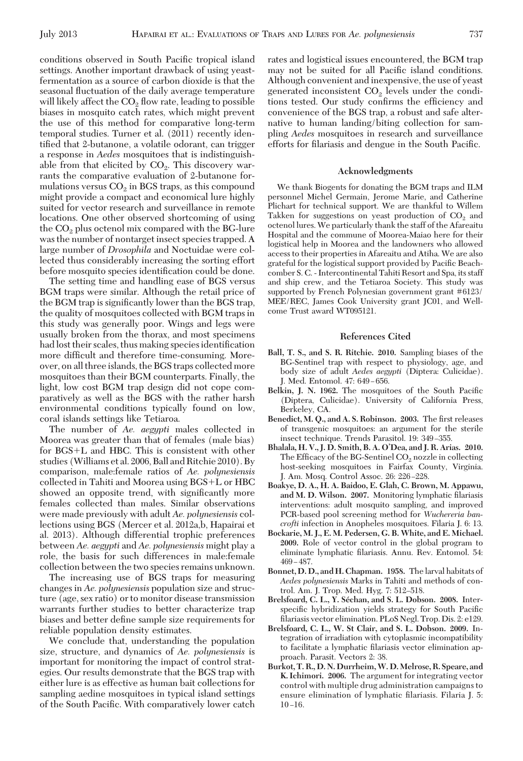conditions observed in South Pacific tropical island settings. Another important drawback of using yeast-fermentation as a source of carbon dioxide is that the seasonal fluctuation of the daily average temperature will likely affect the $CO_2$ flow rate, leading to possible biases in mosquito catch rates, which might prevent the use of this method for comparative long-term temporal studies. Turner et al. (2011) recently identified that 2-butanone, a volatile odorant, can trigger a response in *Aedes* mosquitoes that is indistinguishable from that elicited by $CO_2$. This discovery warrants the comparative evaluation of 2-butanone formulations versus $CO_2$ in BGS traps, as this compound might provide a compact and economical lure highly suited for vector research and surveillance in remote locations. One other observed shortcoming of using the $CO_2$ plus octenol mix compared with the BG-lure was the number of nontarget insect species trapped. A large number of *Drosophila* and Noctuidae were collected thus considerably increasing the sorting effort before mosquito species identification could be done.

The setting time and handling ease of BGS versus BGM traps were similar. Although the retail price of the BGM trap is significantly lower than the BGS trap, the quality of mosquitoes collected with BGM traps in this study was generally poor. Wings and legs were usually broken from the thorax, and most specimens had lost their scales, thus making species identification more difficult and therefore time-consuming. Moreover, on all three islands, the BGS traps collected more mosquitoes than their BGM counterparts. Finally, the light, low cost BGM trap design did not cope comparatively as well as the BGS with the rather harsh environmental conditions typically found on low, coral islands settings like Tetiaroa.

The number of *Ae. aegypti* males collected in Moorea was greater than that of females (male bias) for BGS+L and HBC. This is consistent with other studies (Williams et al. 2006, Ball and Ritchie 2010). By comparison, male:female ratios of *Ae. polynesiensis* collected in Tahiti and Moorea using BGS+L or HBC showed an opposite trend, with significantly more females collected than males. Similar observations were made previously with adult *Ae. polynesiensis* collections using BGS (Mercer et al. 2012a,b, Hapairai et al. 2013). Although differential trophic preferences between *Ae. aegypti* and *Ae. polynesiensis* might play a role, the basis for such differences in male:female collection between the two species remains unknown.

The increasing use of BGS traps for measuring changes in *Ae. polynesiensis* population size and structure (age, sex ratio) or to monitor disease transmission warrants further studies to better characterize trap biases and better define sample size requirements for reliable population density estimates.

We conclude that, understanding the population size, structure, and dynamics of *Ae. polynesiensis* is important for monitoring the impact of control strategies. Our results demonstrate that the BGS trap with either lure is as effective as human bait collections for sampling aedine mosquitoes in typical island settings of the South Pacific. With comparatively lower catch rates and logistical issues encountered, the BGM trap may not be suited for all Pacific island conditions. Although convenient and inexpensive, the use of yeast generated inconsistent $CO_2$ levels under the conditions tested. Our study confirms the efficiency and convenience of the BGS trap, a robust and safe alternative to human landing/biting collection for sampling *Aedes* mosquitoes in research and surveillance efforts for filariasis and dengue in the South Pacific.

## Acknowledgments

We thank Biogents for donating the BGM traps and ILM personnel Michel Germain, Jerome Marie, and Catherine Plichart for technical support. We are thankful to Willem Takken for suggestions on yeast production of $CO_2$ and octenol lures. We particularly thank the staff of the Afareaitu Hospital and the commune of Moorea-Maiao here for their logistical help in Moorea and the landowners who allowed access to their properties in Afareaitu and Atiha. We are also grateful for the logistical support provided by Pacific Beachcomber S. C. - Intercontinental Tahiti Resort and Spa, its staff and ship crew, and the Tetiaroa Society. This study was supported by French Polynesian government grant #6123/MEE/REC, James Cook University grant JC01, and Wellcome Trust award WT095121.

## References Cited

**Ball, T. S., and S. R. Ritchie. 2010.** Sampling biases of the BG-Sentinel trap with respect to physiology, age, and body size of adult *Aedes aegypti* (Diptera: Culicidae). J. Med. Entomol. 47: 649–656.

**Belkin, J. N. 1962.** The mosquitoes of the South Pacific (Diptera, Culicidae). University of California Press, Berkeley, CA.

**Benedict, M. Q., and A. S. Robinson. 2003.** The first releases of transgenic mosquitoes: an argument for the sterile insect technique. Trends Parasitol. 19: 349–355.

**Bhalala, H. V., J. D. Smith, B. A. O'Dea, and J. R. Arias. 2010.** The Efficacy of the BG-Sentinel $CO_2$ nozzle in collecting host-seeking mosquitoes in Fairfax County, Virginia. J. Am. Mosq. Control Assoc. 26: 226–228.

**Boakye, D. A., H. A. Baidoo, E. Glah, C. Brown, M. Appawu, and M. D. Wilson. 2007.** Monitoring lymphatic filariasis interventions: adult mosquito sampling, and improved PCR-based pool screening method for *Wuchereria bancrofti* infection in Anopheles mosquitoes. Filaria J. 6: 13.

**Bockarie, M. J., E. M. Pedersen, G. B. White, and E. Michael. 2009.** Role of vector control in the global program to eliminate lymphatic filariasis. Annu. Rev. Entomol. 54: 469–487.

**Bonnet, D. D., and H. Chapman. 1958.** The larval habitats of *Aedes polynesiensis* Marks in Tahiti and methods of control. Am. J. Trop. Med. Hyg. 7: 512–518.

**Brelsfoard, C. L., Y. Séchan, and S. L. Dobson. 2008.** Interspecific hybridization yields strategy for South Pacific filariasis vector elimination. PLoS Negl. Trop. Dis. 2: e129.

**Brelsfoard, C. L., W. St Clair, and S. L. Dobson. 2009.** Integration of irradiation with cytoplasmic incompatibility to facilitate a lymphatic filariasis vector elimination approach. Parasit. Vectors 2: 38.

**Burkot, T. R., D. N. Durrheim, W. D. Melrose, R. Speare, and K. Ichimori. 2006.** The argument for integrating vector control with multiple drug administration campaigns to ensure elimination of lymphatic filariasis. Filaria J. 5: 10–16.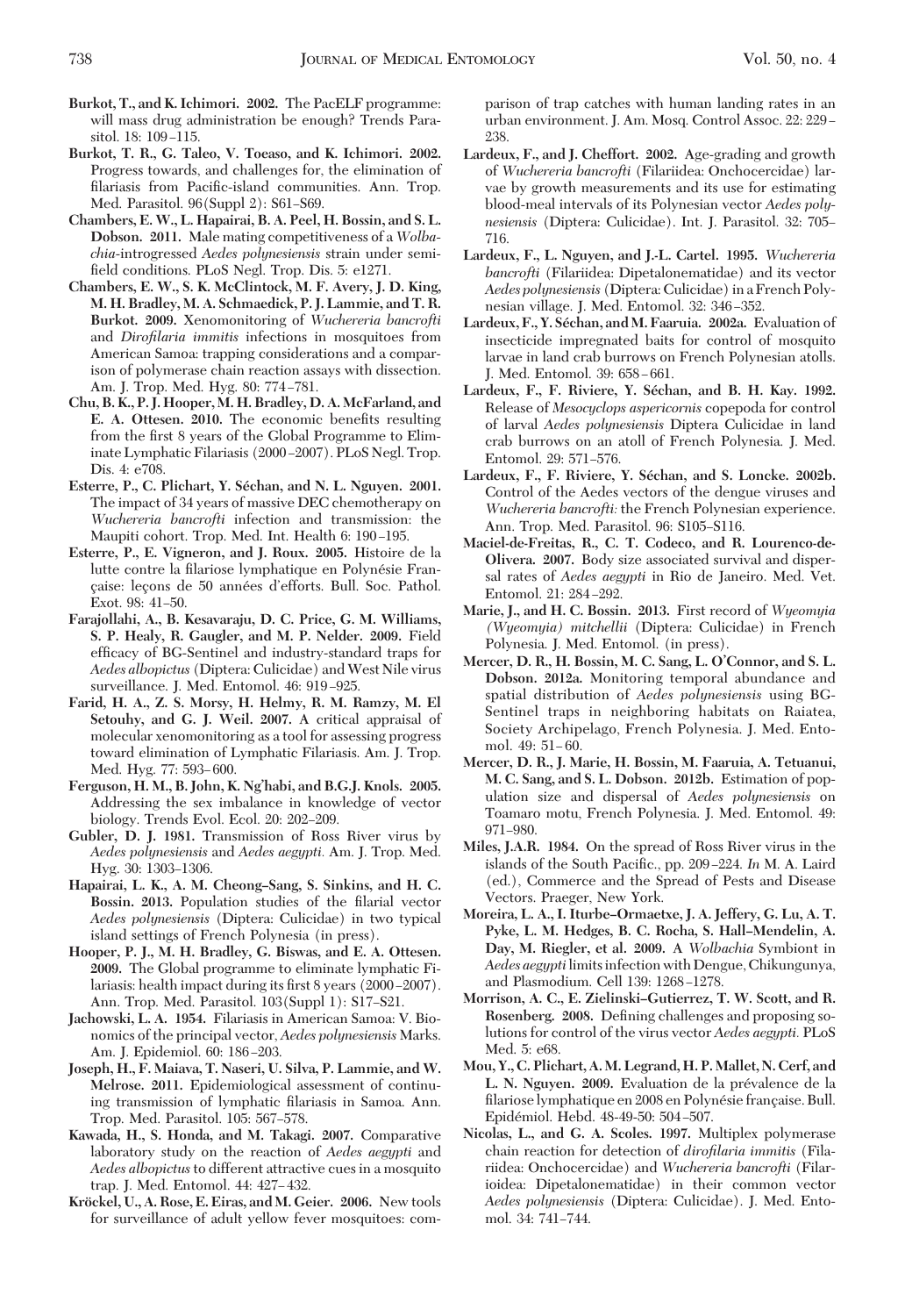**Burkot, T., and K. Ichimori. 2002.** The PacELF programme: will mass drug administration be enough? Trends Parasitol. 18: 109–115.

**Burkot, T. R., G. Taleo, V. Toeaso, and K. Ichimori. 2002.** Progress towards, and challenges for, the elimination of filariasis from Pacific-island communities. Ann. Trop. Med. Parasitol. 96(Suppl 2): S61–S69.

**Chambers, E. W., L. Hapairai, B. A. Peel, H. Bossin, and S. L. Dobson. 2011.** Male mating competitiveness of a *Wolbachia*-introgressed *Aedes polynesiensis* strain under semi-field conditions. PLoS Negl. Trop. Dis. 5: e1271.

**Chambers, E. W., S. K. McClintock, M. F. Avery, J. D. King, M. H. Bradley, M. A. Schmaedick, P. J. Lammie, and T. R. Burkot. 2009.** Xenomonitoring of *Wuchereria bancrofti* and *Dirofilaria immitis* infections in mosquitoes from American Samoa: trapping considerations and a comparison of polymerase chain reaction assays with dissection. Am. J. Trop. Med. Hyg. 80: 774–781.

**Chu, B. K., P. J. Hooper, M. H. Bradley, D. A. McFarland, and E. A. Ottesen. 2010.** The economic benefits resulting from the first 8 years of the Global Programme to Eliminate Lymphatic Filariasis (2000–2007). PLoS Negl. Trop. Dis. 4: e708.

**Esterre, P., C. Plichart, Y. Séchan, and N. L. Nguyen. 2001.** The impact of 34 years of massive DEC chemotherapy on *Wuchereria bancrofti* infection and transmission: the Maupiti cohort. Trop. Med. Int. Health 6: 190–195.

**Esterre, P., E. Vigneron, and J. Roux. 2005.** Histoire de la lutte contre la filariose lymphatique en Polynésie Française: leçons de 50 années d'efforts. Bull. Soc. Pathol. Exot. 98: 41–50.

**Farajollahi, A., B. Kesavaraju, D. C. Price, G. M. Williams, S. P. Healy, R. Gaugler, and M. P. Nelder. 2009.** Field efficacy of BG-Sentinel and industry-standard traps for *Aedes albopictus* (Diptera: Culicidae) and West Nile virus surveillance. J. Med. Entomol. 46: 919–925.

**Farid, H. A., Z. S. Morsy, H. Helmy, R. M. Ramzy, M. El Setouhy, and G. J. Weil. 2007.** A critical appraisal of molecular xenomonitoring as a tool for assessing progress toward elimination of Lymphatic Filariasis. Am. J. Trop. Med. Hyg. 77: 593–600.

**Ferguson, H. M., B. John, K. Ng'habi, and B.G.J. Knols. 2005.** Addressing the sex imbalance in knowledge of vector biology. Trends Evol. Ecol. 20: 202–209.

**Gubler, D. J. 1981.** Transmission of Ross River virus by *Aedes polynesiensis* and *Aedes aegypti*. Am. J. Trop. Med. Hyg. 30: 1303–1306.

**Hapairai, L. K., A. M. Cheong–Sang, S. Sinkins, and H. C. Bossin. 2013.** Population studies of the filarial vector *Aedes polynesiensis* (Diptera: Culicidae) in two typical island settings of French Polynesia (in press).

**Hooper, P. J., M. H. Bradley, G. Biswas, and E. A. Ottesen. 2009.** The Global programme to eliminate lymphatic Filariasis: health impact during its first 8 years (2000–2007). Ann. Trop. Med. Parasitol. 103(Suppl 1): S17–S21.

**Jachowski, L. A. 1954.** Filariasis in American Samoa: V. Bionomics of the principal vector, *Aedes polynesiensis* Marks. Am. J. Epidemiol. 60: 186–203.

**Joseph, H., F. Maiava, T. Naseri, U. Silva, P. Lammie, and W. Melrose. 2011.** Epidemiological assessment of continuing transmission of lymphatic filariasis in Samoa. Ann. Trop. Med. Parasitol. 105: 567–578.

**Kawada, H., S. Honda, and M. Takagi. 2007.** Comparative laboratory study on the reaction of *Aedes aegypti* and *Aedes albopictus* to different attractive cues in a mosquito trap. J. Med. Entomol. 44: 427–432.

**Kröckel, U., A. Rose, E. Eiras, and M. Geier. 2006.** New tools for surveillance of adult yellow fever mosquitoes: comparison of trap catches with human landing rates in an urban environment. J. Am. Mosq. Control Assoc. 22: 229–238.

**Lardeux, F., and J. Cheffort. 2002.** Age-grading and growth of *Wuchereria bancrofti* (Filariidea: Onchocercidae) larvae by growth measurements and its use for estimating blood-meal intervals of its Polynesian vector *Aedes polynesiensis* (Diptera: Culicidae). Int. J. Parasitol. 32: 705–716.

**Lardeux, F., L. Nguyen, and J.-L. Cartel. 1995.** *Wuchereria bancrofti* (Filariidea: Dipetalonematidae) and its vector *Aedes polynesiensis* (Diptera: Culicidae) in a French Polynesian village. J. Med. Entomol. 32: 346–352.

**Lardeux, F., Y. Séchan, and M. Faaruia. 2002a.** Evaluation of insecticide impregnated baits for control of mosquito larvae in land crab burrows on French Polynesian atolls. J. Med. Entomol. 39: 658–661.

**Lardeux, F., F. Riviere, Y. Séchan, and B. H. Kay. 1992.** Release of *Mesocyclops aspericornis* copepoda for control of larval *Aedes polynesiensis* Diptera Culicidae in land crab burrows on an atoll of French Polynesia. J. Med. Entomol. 29: 571–576.

**Lardeux, F., F. Riviere, Y. Séchan, and S. Loncke. 2002b.** Control of the Aedes vectors of the dengue viruses and *Wuchereria bancrofti:* the French Polynesian experience. Ann. Trop. Med. Parasitol. 96: S105–S116.

**Maciel-de-Freitas, R., C. T. Codeco, and R. Lourenco-de-Olivera. 2007.** Body size associated survival and dispersal rates of *Aedes aegypti* in Rio de Janeiro. Med. Vet. Entomol. 21: 284–292.

**Marie, J., and H. C. Bossin. 2013.** First record of *Wyeomyia (Wyeomyia) mitchellii* (Diptera: Culicidae) in French Polynesia. J. Med. Entomol. (in press).

**Mercer, D. R., H. Bossin, M. C. Sang, L. O'Connor, and S. L. Dobson. 2012a.** Monitoring temporal abundance and spatial distribution of *Aedes polynesiensis* using BG-Sentinel traps in neighboring habitats on Raiatea, Society Archipelago, French Polynesia. J. Med. Entomol. 49: 51–60.

**Mercer, D. R., J. Marie, H. Bossin, M. Faaruia, A. Tetuanui, M. C. Sang, and S. L. Dobson. 2012b.** Estimation of population size and dispersal of *Aedes polynesiensis* on Toamaro motu, French Polynesia. J. Med. Entomol. 49: 971–980.

**Miles, J.A.R. 1984.** On the spread of Ross River virus in the islands of the South Pacific., pp. 209–224. *In* M. A. Laird (ed.), Commerce and the Spread of Pests and Disease Vectors. Praeger, New York.

**Moreira, L. A., I. Iturbe–Ormaetxe, J. A. Jeffery, G. Lu, A. T. Pyke, L. M. Hedges, B. C. Rocha, S. Hall–Mendelin, A. Day, M. Riegler, et al. 2009.** A *Wolbachia* Symbiont in *Aedes aegypti* limits infection with Dengue, Chikungunya, and Plasmodium. Cell 139: 1268–1278.

**Morrison, A. C., E. Zielinski–Gutierrez, T. W. Scott, and R. Rosenberg. 2008.** Defining challenges and proposing solutions for control of the virus vector *Aedes aegypti.* PLoS Med. 5: e68.

**Mou, Y., C. Plichart, A. M. Legrand, H. P. Mallet, N. Cerf, and L. N. Nguyen. 2009.** Evaluation de la prévalence de la filariose lymphatique en 2008 en Polynésie française. Bull. Epidémiol. Hebd. 48-49-50: 504–507.

**Nicolas, L., and G. A. Scoles. 1997.** Multiplex polymerase chain reaction for detection of *dirofilaria immitis* (Filariidea: Onchocercidae) and *Wuchereria bancrofti* (Filarioidea: Dipetalonematidae) in their common vector *Aedes polynesiensis* (Diptera: Culicidae). J. Med. Entomol. 34: 741–744.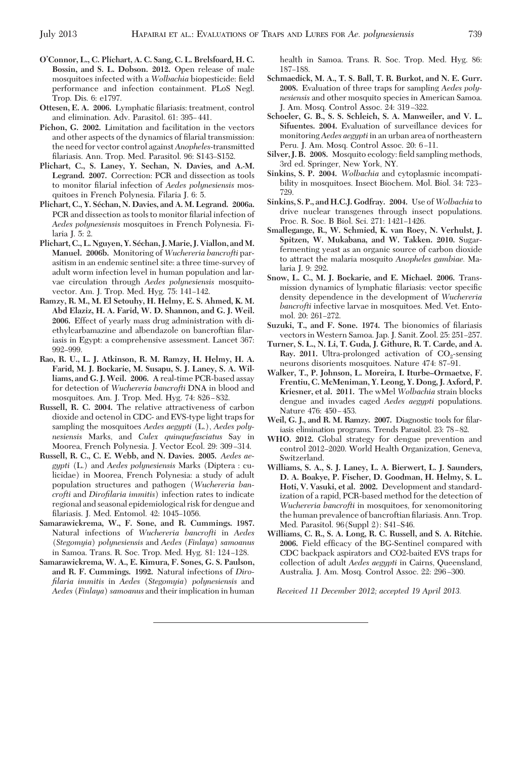**O'Connor, L., C. Plichart, A. C. Sang, C. L. Brelsfoard, H. C. Bossin, and S. L. Dobson. 2012.** Open release of male mosquitoes infected with a *Wolbachia* biopesticide: field performance and infection containment. PLoS Negl. Trop. Dis. 6: e1797.

**Ottesen, E. A. 2006.** Lymphatic filariasis: treatment, control and elimination. Adv. Parasitol. 61: 395–441.

**Pichon, G. 2002.** Limitation and facilitation in the vectors and other aspects of the dynamics of filarial transmission: the need for vector control against *Anopheles*-transmitted filariasis. Ann. Trop. Med. Parasitol. 96: S143–S152.

**Plichart, C., S. Laney, Y. Sechan, N. Davies, and A.-M. Legrand. 2007.** Correction: PCR and dissection as tools to monitor filarial infection of *Aedes polynesiensis* mosquitoes in French Polynesia. Filaria J. 6: 5.

**Plichart, C., Y. Séchan, N. Davies, and A. M. Legrand. 2006a.** PCR and dissection as tools to monitor filarial infection of *Aedes polynesiensis* mosquitoes in French Polynesia. Filaria J. 5: 2.

**Plichart, C., L. Nguyen, Y. Séchan, J. Marie, J. Viallon, and M. Manuel. 2006b.** Monitoring of *Wuchereria bancrofti* parasitism in an endemic sentinel site: a three time-survey of adult worm infection level in human population and larvae circulation through *Aedes polynesiensis* mosquito-vector. Am. J. Trop. Med. Hyg. 75: 141–142.

**Ramzy, R. M., M. El Setouhy, H. Helmy, E. S. Ahmed, K. M. Abd Elaziz, H. A. Farid, W. D. Shannon, and G. J. Weil. 2006.** Effect of yearly mass drug administration with diethylcarbamazine and albendazole on bancroftian filariasis in Egypt: a comprehensive assessment. Lancet 367: 992–999.

**Rao, R. U., L. J. Atkinson, R. M. Ramzy, H. Helmy, H. A. Farid, M. J. Bockarie, M. Susapu, S. J. Laney, S. A. Williams, and G. J. Weil. 2006.** A real-time PCR-based assay for detection of *Wuchereria bancrofti* DNA in blood and mosquitoes. Am. J. Trop. Med. Hyg. 74: 826–832.

**Russell, R. C. 2004.** The relative attractiveness of carbon dioxide and octenol in CDC- and EVS-type light traps for sampling the mosquitoes *Aedes aegypti* (L.), *Aedes polynesiensis* Marks, and *Culex quinquefasciatus* Say in Moorea, French Polynesia. J. Vector Ecol. 29: 309–314.

**Russell, R. C., C. E. Webb, and N. Davies. 2005.** *Aedes aegypti* (L.) and *Aedes polynesiensis* Marks (Diptera : culicidae) in Moorea, French Polynesia: a study of adult population structures and pathogen (*Wuchereria bancrofti* and *Dirofilaria immitis*) infection rates to indicate regional and seasonal epidemiological risk for dengue and filariasis. J. Med. Entomol. 42: 1045–1056.

**Samarawickrema, W., F. Sone, and R. Cummings. 1987.** Natural infections of *Wuchereria bancrofti* in *Aedes* (*Stegomyia*) *polynesiensis* and *Aedes* (*Finlaya*) *samoanus* in Samoa. Trans. R. Soc. Trop. Med. Hyg. 81: 124–128.

**Samarawickrema, W. A., E. Kimura, F. Sones, G. S. Paulson, and R. F. Cummings. 1992.** Natural infections of *Dirofilaria immitis* in *Aedes* (*Stegomyia*) *polynesiensis* and *Aedes* (*Finlaya*) *samoanus* and their implication in human health in Samoa. Trans. R. Soc. Trop. Med. Hyg. 86: 187–188.

**Schmaedick, M. A., T. S. Ball, T. R. Burkot, and N. E. Gurr. 2008.** Evaluation of three traps for sampling *Aedes polynesiensis* and other mosquito species in American Samoa. J. Am. Mosq. Control Assoc. 24: 319–322.

**Schoeler, G. B., S. S. Schleich, S. A. Manweiler, and V. L. Sifuentes. 2004.** Evaluation of surveillance devices for monitoring *Aedes aegypti* in an urban area of northeastern Peru. J. Am. Mosq. Control Assoc. 20: 6–11.

**Silver, J. B. 2008.** Mosquito ecology: field sampling methods, 3rd ed. Springer, New York, NY.

**Sinkins, S. P. 2004.** *Wolbachia* and cytoplasmic incompatibility in mosquitoes. Insect Biochem. Mol. Biol. 34: 723–729.

**Sinkins, S. P., and H.C.J. Godfray. 2004.** Use of *Wolbachia* to drive nuclear transgenes through insect populations. Proc. R. Soc. B Biol. Sci. 271: 1421–1426.

**Smallegange, R., W. Schmied, K. van Roey, N. Verhulst, J. Spitzen, W. Mukabana, and W. Takken. 2010.** Sugar-fermenting yeast as an organic source of carbon dioxide to attract the malaria mosquito *Anopheles gambiae*. Malaria J. 9: 292.

**Snow, L. C., M. J. Bockarie, and E. Michael. 2006.** Transmission dynamics of lymphatic filariasis: vector specific density dependence in the development of *Wuchereria bancrofti* infective larvae in mosquitoes. Med. Vet. Entomol. 20: 261–272.

**Suzuki, T., and F. Sone. 1974.** The bionomics of filariasis vectors in Western Samoa. Jap. J. Sanit. Zool. 25: 251–257.

**Turner, S. L., N. Li, T. Guda, J. Githure, R. T. Carde, and A. Ray. 2011.** Ultra-prolonged activation of $CO_2$-sensing neurons disorients mosquitoes. Nature 474: 87–91.

**Walker, T., P. Johnson, L. Moreira, I. Iturbe–Ormaetxe, F. Frentiu, C. McMeniman, Y. Leong, Y. Dong, J. Axford, P. Kriesner, et al. 2011.** The wMel *Wolbachia* strain blocks dengue and invades caged *Aedes aegypti* populations. Nature 476: 450–453.

**Weil, G. J., and R. M. Ramzy. 2007.** Diagnostic tools for filariasis elimination programs. Trends Parasitol. 23: 78–82.

**WHO. 2012.** Global strategy for dengue prevention and control 2012–2020. World Health Organization, Geneva, Switzerland.

**Williams, S. A., S. J. Laney, L. A. Bierwert, L. J. Saunders, D. A. Boakye, P. Fischer, D. Goodman, H. Helmy, S. L. Hoti, V. Vasuki, et al. 2002.** Development and standardization of a rapid, PCR-based method for the detection of *Wuchereria bancrofti* in mosquitoes, for xenomonitoring the human prevalence of bancroftian filariasis. Ann. Trop. Med. Parasitol. 96(Suppl 2): S41–S46.

**Williams, C. R., S. A. Long, R. C. Russell, and S. A. Ritchie. 2006.** Field efficacy of the BG-Sentinel compared with CDC backpack aspirators and CO2-baited EVS traps for collection of adult *Aedes aegypti* in Cairns, Queensland, Australia. J. Am. Mosq. Control Assoc. 22: 296–300.

*Received 11 December 2012; accepted 19 April 2013.*